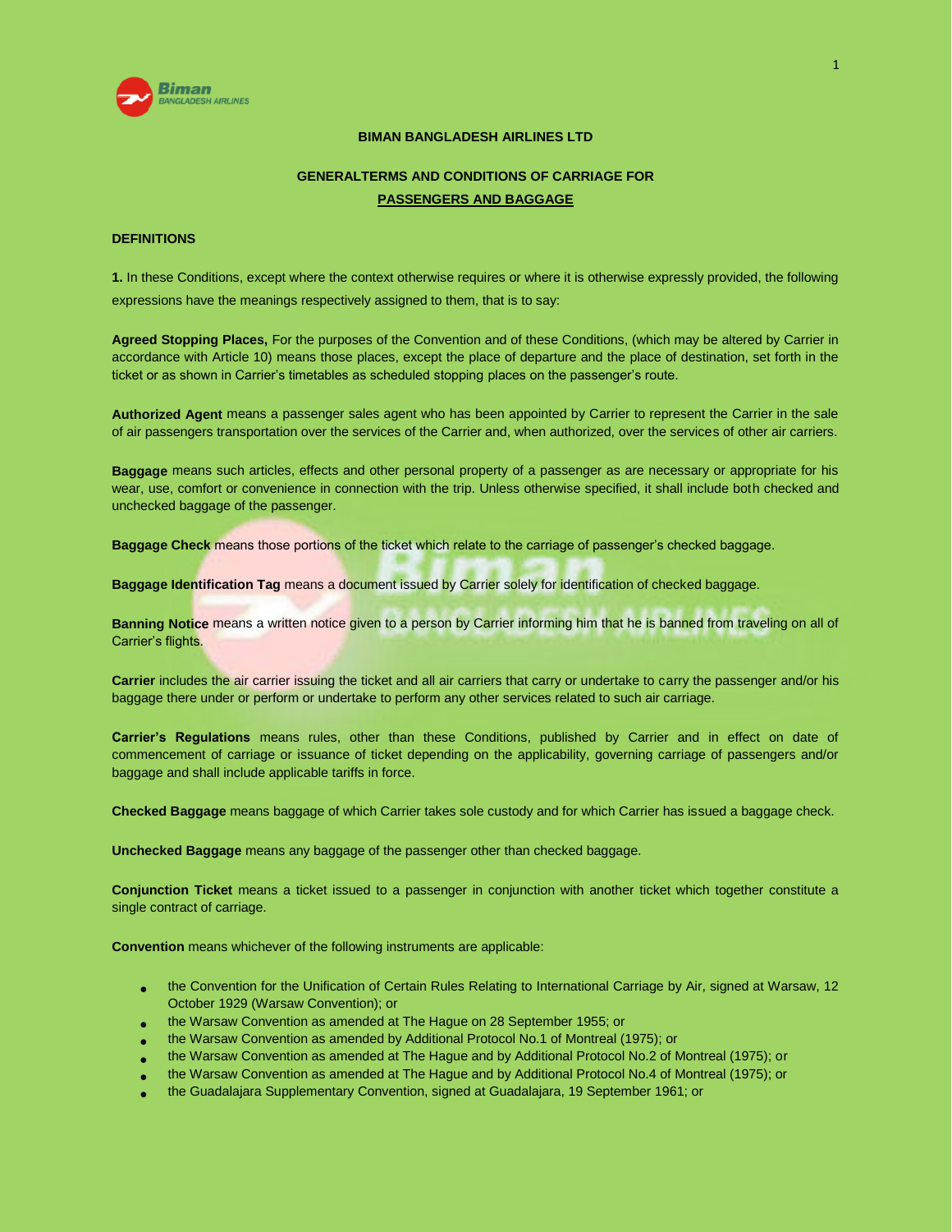**BIMAN BANGLADESH AIRLINES LTD**

**GENERALTERMS AND CONDITIONS OF CARRIAGE FOR**

**PASSENGERS AND BAGGAGE**

**DEFINITIONS**

**1.** In these Conditions, except where the context otherwise requires or where it is otherwise expressly provided, the following expressions have the meanings respectively assigned to them, that is to say:

**Agreed Stopping Places,** For the purposes of the Convention and of these Conditions, (which may be altered by Carrier in accordance with Article 10) means those places, except the place of departure and the place of destination, set forth in the ticket or as shown in Carrier's timetables as scheduled stopping places on the passenger's route.

**Authorized Agent** means a passenger sales agent who has been appointed by Carrier to represent the Carrier in the sale of air passengers transportation over the services of the Carrier and, when authorized, over the services of other air carriers.

**Baggage** means such articles, effects and other personal property of a passenger as are necessary or appropriate for his wear, use, comfort or convenience in connection with the trip. Unless otherwise specified, it shall include both checked and unchecked baggage of the passenger.

**Baggage Check** means those portions of the ticket which relate to the carriage of passenger's checked baggage.

**Baggage Identification Tag** means a document issued by Carrier solely for identification of checked baggage.

**Banning Notice** means a written notice given to a person by Carrier informing him that he is banned from traveling on all of Carrier's flights.

**Carrier** includes the air carrier issuing the ticket and all air carriers that carry or undertake to carry the passenger and/or his baggage there under or perform or undertake to perform any other services related to such air carriage.

**Carrier's Regulations** means rules, other than these Conditions, published by Carrier and in effect on date of commencement of carriage or issuance of ticket depending on the applicability, governing carriage of passengers and/or baggage and shall include applicable tariffs in force.

**Checked Baggage** means baggage of which Carrier takes sole custody and for which Carrier has issued a baggage check.

**Unchecked Baggage** means any baggage of the passenger other than checked baggage.

**Conjunction Ticket** means a ticket issued to a passenger in conjunction with another ticket which together constitute a single contract of carriage.

**Convention** means whichever of the following instruments are applicable:

- the Convention for the Unification of Certain Rules Relating to International Carriage by Air, signed at Warsaw, 12 October 1929 (Warsaw Convention); or
- the Warsaw Convention as amended at The Hague on 28 September 1955; or
- the Warsaw Convention as amended by Additional Protocol No.1 of Montreal (1975); or
- the Warsaw Convention as amended at The Hague and by Additional Protocol No.2 of Montreal (1975); or
- the Warsaw Convention as amended at The Hague and by Additional Protocol No.4 of Montreal (1975); or
- the Guadalajara Supplementary Convention, signed at Guadalajara, 19 September 1961; or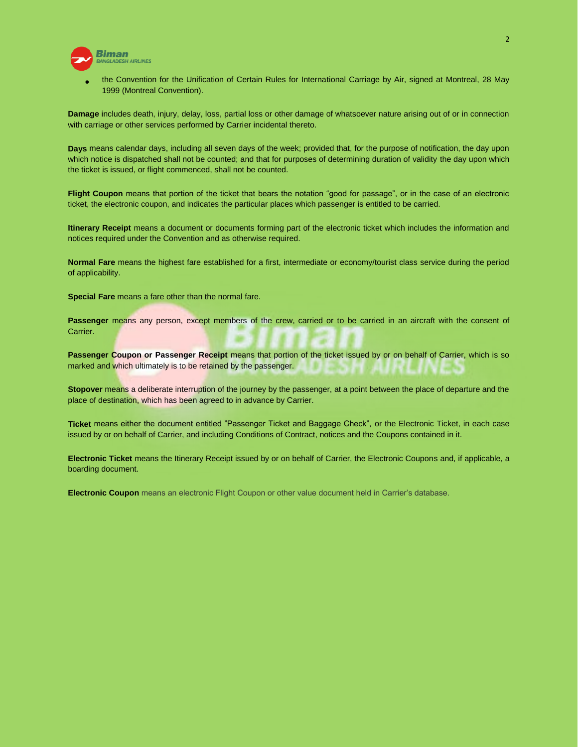- the Convention for the Unification of Certain Rules for International Carriage by Air, signed at Montreal, 28 May 1999 (Montreal Convention).

**Damage** includes death, injury, delay, loss, partial loss or other damage of whatsoever nature arising out of or in connection with carriage or other services performed by Carrier incidental thereto.

**Days** means calendar days, including all seven days of the week; provided that, for the purpose of notification, the day upon which notice is dispatched shall not be counted; and that for purposes of determining duration of validity the day upon which the ticket is issued, or flight commenced, shall not be counted.

**Flight Coupon** means that portion of the ticket that bears the notation "good for passage", or in the case of an electronic ticket, the electronic coupon, and indicates the particular places which passenger is entitled to be carried.

**Itinerary Receipt** means a document or documents forming part of the electronic ticket which includes the information and notices required under the Convention and as otherwise required.

**Normal Fare** means the highest fare established for a first, intermediate or economy/tourist class service during the period of applicability.

**Special Fare** means a fare other than the normal fare.

**Passenger** means any person, except members of the crew, carried or to be carried in an aircraft with the consent of Carrier.

**Passenger Coupon or Passenger Receipt** means that portion of the ticket issued by or on behalf of Carrier, which is so marked and which ultimately is to be retained by the passenger.

**Stopover** means a deliberate interruption of the journey by the passenger, at a point between the place of departure and the place of destination, which has been agreed to in advance by Carrier.

**Ticket** means either the document entitled "Passenger Ticket and Baggage Check", or the Electronic Ticket, in each case issued by or on behalf of Carrier, and including Conditions of Contract, notices and the Coupons contained in it.

**Electronic Ticket** means the Itinerary Receipt issued by or on behalf of Carrier, the Electronic Coupons and, if applicable, a boarding document.

**Electronic Coupon** means an electronic Flight Coupon or other value document held in Carrier's database.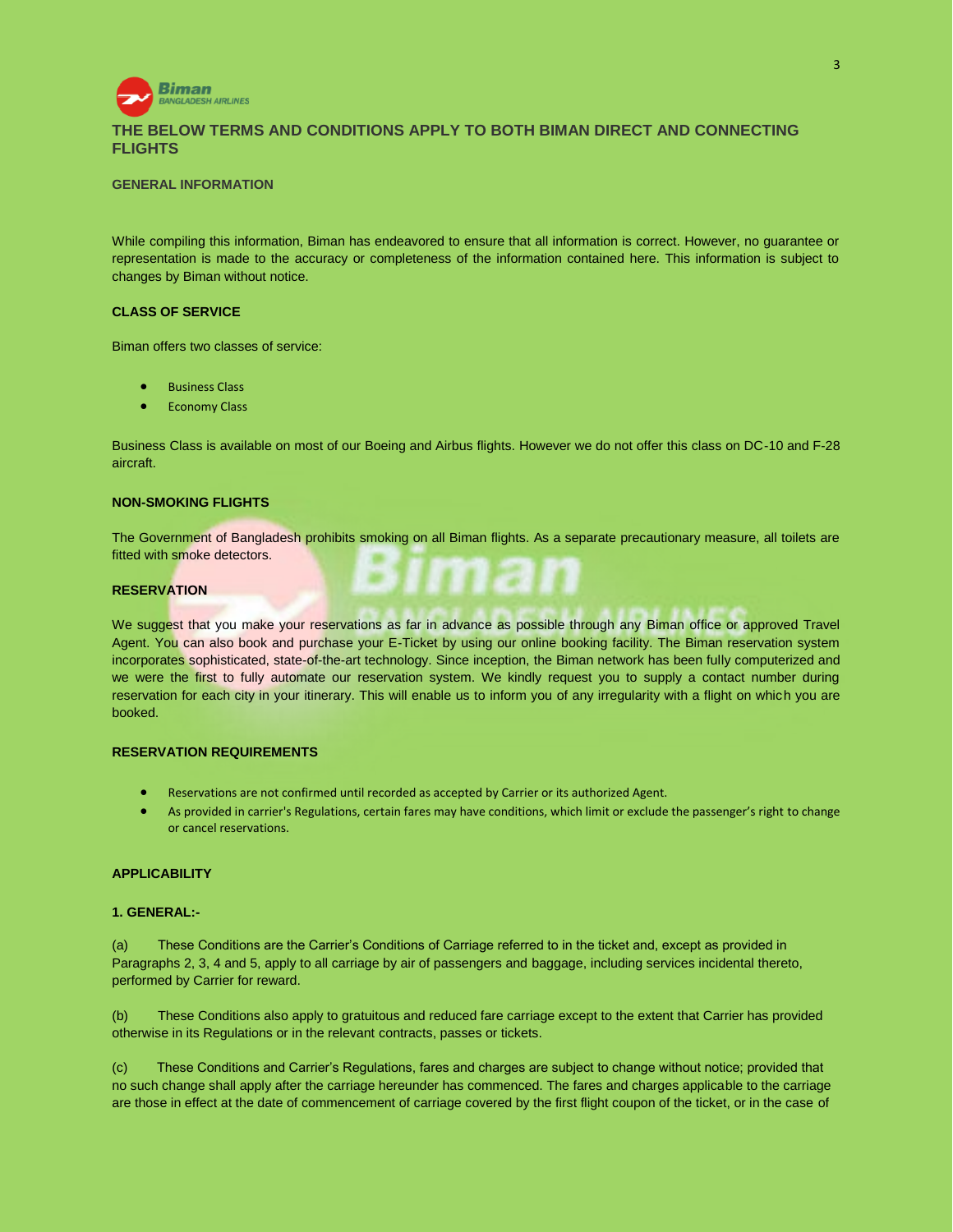## THE BELOW TERMS AND CONDITIONS APPLY TO BOTH BIMAN DIRECT AND CONNECTING FLIGHTS

### GENERAL INFORMATION

While compiling this information, Biman has endeavored to ensure that all information is correct. However, no guarantee or representation is made to the accuracy or completeness of the information contained here. This information is subject to changes by Biman without notice.

### CLASS OF SERVICE

Biman offers two classes of service:

- Business Class
- Economy Class

Business Class is available on most of our Boeing and Airbus flights. However we do not offer this class on DC-10 and F-28 aircraft.

### NON-SMOKING FLIGHTS

The Government of Bangladesh prohibits smoking on all Biman flights. As a separate precautionary measure, all toilets are fitted with smoke detectors.

### RESERVATION

We suggest that you make your reservations as far in advance as possible through any Biman office or approved Travel Agent. You can also book and purchase your E-Ticket by using our online booking facility. The Biman reservation system incorporates sophisticated, state-of-the-art technology. Since inception, the Biman network has been fully computerized and we were the first to fully automate our reservation system. We kindly request you to supply a contact number during reservation for each city in your itinerary. This will enable us to inform you of any irregularity with a flight on which you are booked.

### RESERVATION REQUIREMENTS

- Reservations are not confirmed until recorded as accepted by Carrier or its authorized Agent.
- As provided in carrier's Regulations, certain fares may have conditions, which limit or exclude the passenger's right to change or cancel reservations.

### APPLICABILITY

**1. GENERAL:-**

(a) These Conditions are the Carrier's Conditions of Carriage referred to in the ticket and, except as provided in Paragraphs 2, 3, 4 and 5, apply to all carriage by air of passengers and baggage, including services incidental thereto, performed by Carrier for reward.

(b) These Conditions also apply to gratuitous and reduced fare carriage except to the extent that Carrier has provided otherwise in its Regulations or in the relevant contracts, passes or tickets.

(c) These Conditions and Carrier's Regulations, fares and charges are subject to change without notice; provided that no such change shall apply after the carriage hereunder has commenced. The fares and charges applicable to the carriage are those in effect at the date of commencement of carriage covered by the first flight coupon of the ticket, or in the case of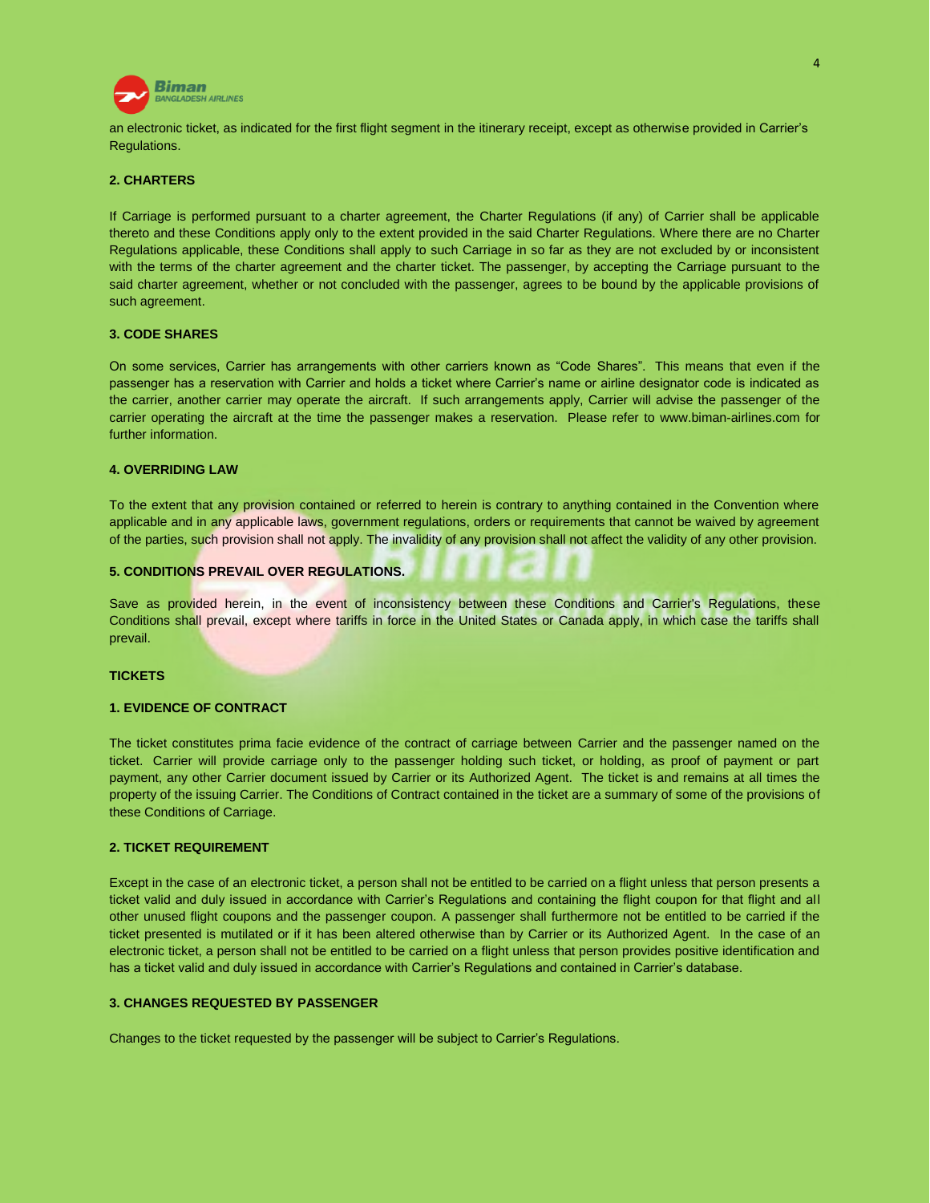an electronic ticket, as indicated for the first flight segment in the itinerary receipt, except as otherwise provided in Carrier's Regulations.

**2. CHARTERS**

If Carriage is performed pursuant to a charter agreement, the Charter Regulations (if any) of Carrier shall be applicable thereto and these Conditions apply only to the extent provided in the said Charter Regulations. Where there are no Charter Regulations applicable, these Conditions shall apply to such Carriage in so far as they are not excluded by or inconsistent with the terms of the charter agreement and the charter ticket. The passenger, by accepting the Carriage pursuant to the said charter agreement, whether or not concluded with the passenger, agrees to be bound by the applicable provisions of such agreement.

**3. CODE SHARES**

On some services, Carrier has arrangements with other carriers known as "Code Shares". This means that even if the passenger has a reservation with Carrier and holds a ticket where Carrier's name or airline designator code is indicated as the carrier, another carrier may operate the aircraft. If such arrangements apply, Carrier will advise the passenger of the carrier operating the aircraft at the time the passenger makes a reservation. Please refer to www.biman-airlines.com for further information.

**4. OVERRIDING LAW**

To the extent that any provision contained or referred to herein is contrary to anything contained in the Convention where applicable and in any applicable laws, government regulations, orders or requirements that cannot be waived by agreement of the parties, such provision shall not apply. The invalidity of any provision shall not affect the validity of any other provision.

**5. CONDITIONS PREVAIL OVER REGULATIONS.**

Save as provided herein, in the event of inconsistency between these Conditions and Carrier's Regulations, these Conditions shall prevail, except where tariffs in force in the United States or Canada apply, in which case the tariffs shall prevail.

## TICKETS

**1. EVIDENCE OF CONTRACT**

The ticket constitutes prima facie evidence of the contract of carriage between Carrier and the passenger named on the ticket. Carrier will provide carriage only to the passenger holding such ticket, or holding, as proof of payment or part payment, any other Carrier document issued by Carrier or its Authorized Agent. The ticket is and remains at all times the property of the issuing Carrier. The Conditions of Contract contained in the ticket are a summary of some of the provisions of these Conditions of Carriage.

**2. TICKET REQUIREMENT**

Except in the case of an electronic ticket, a person shall not be entitled to be carried on a flight unless that person presents a ticket valid and duly issued in accordance with Carrier's Regulations and containing the flight coupon for that flight and all other unused flight coupons and the passenger coupon. A passenger shall furthermore not be entitled to be carried if the ticket presented is mutilated or if it has been altered otherwise than by Carrier or its Authorized Agent. In the case of an electronic ticket, a person shall not be entitled to be carried on a flight unless that person provides positive identification and has a ticket valid and duly issued in accordance with Carrier's Regulations and contained in Carrier's database.

**3. CHANGES REQUESTED BY PASSENGER**

Changes to the ticket requested by the passenger will be subject to Carrier's Regulations.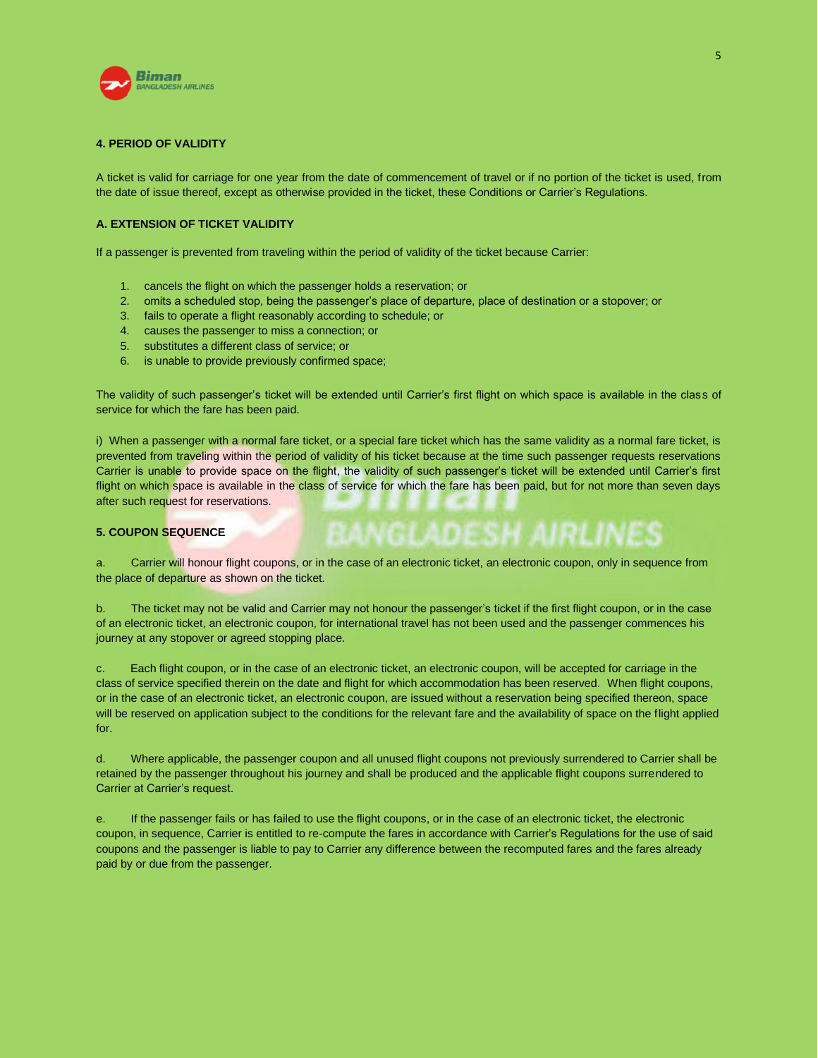#### 4. PERIOD OF VALIDITY

A ticket is valid for carriage for one year from the date of commencement of travel or if no portion of the ticket is used, from the date of issue thereof, except as otherwise provided in the ticket, these Conditions or Carrier's Regulations.

#### A. EXTENSION OF TICKET VALIDITY

If a passenger is prevented from traveling within the period of validity of the ticket because Carrier:

1. cancels the flight on which the passenger holds a reservation; or
2. omits a scheduled stop, being the passenger's place of departure, place of destination or a stopover; or
3. fails to operate a flight reasonably according to schedule; or
4. causes the passenger to miss a connection; or
5. substitutes a different class of service; or
6. is unable to provide previously confirmed space;

The validity of such passenger's ticket will be extended until Carrier's first flight on which space is available in the class of service for which the fare has been paid.

i) When a passenger with a normal fare ticket, or a special fare ticket which has the same validity as a normal fare ticket, is prevented from traveling within the period of validity of his ticket because at the time such passenger requests reservations Carrier is unable to provide space on the flight, the validity of such passenger's ticket will be extended until Carrier's first flight on which space is available in the class of service for which the fare has been paid, but for not more than seven days after such request for reservations.

#### 5. COUPON SEQUENCE

a. Carrier will honour flight coupons, or in the case of an electronic ticket, an electronic coupon, only in sequence from the place of departure as shown on the ticket.

b. The ticket may not be valid and Carrier may not honour the passenger's ticket if the first flight coupon, or in the case of an electronic ticket, an electronic coupon, for international travel has not been used and the passenger commences his journey at any stopover or agreed stopping place.

c. Each flight coupon, or in the case of an electronic ticket, an electronic coupon, will be accepted for carriage in the class of service specified therein on the date and flight for which accommodation has been reserved. When flight coupons, or in the case of an electronic ticket, an electronic coupon, are issued without a reservation being specified thereon, space will be reserved on application subject to the conditions for the relevant fare and the availability of space on the flight applied for.

d. Where applicable, the passenger coupon and all unused flight coupons not previously surrendered to Carrier shall be retained by the passenger throughout his journey and shall be produced and the applicable flight coupons surrendered to Carrier at Carrier's request.

e. If the passenger fails or has failed to use the flight coupons, or in the case of an electronic ticket, the electronic coupon, in sequence, Carrier is entitled to re-compute the fares in accordance with Carrier's Regulations for the use of said coupons and the passenger is liable to pay to Carrier any difference between the recomputed fares and the fares already paid by or due from the passenger.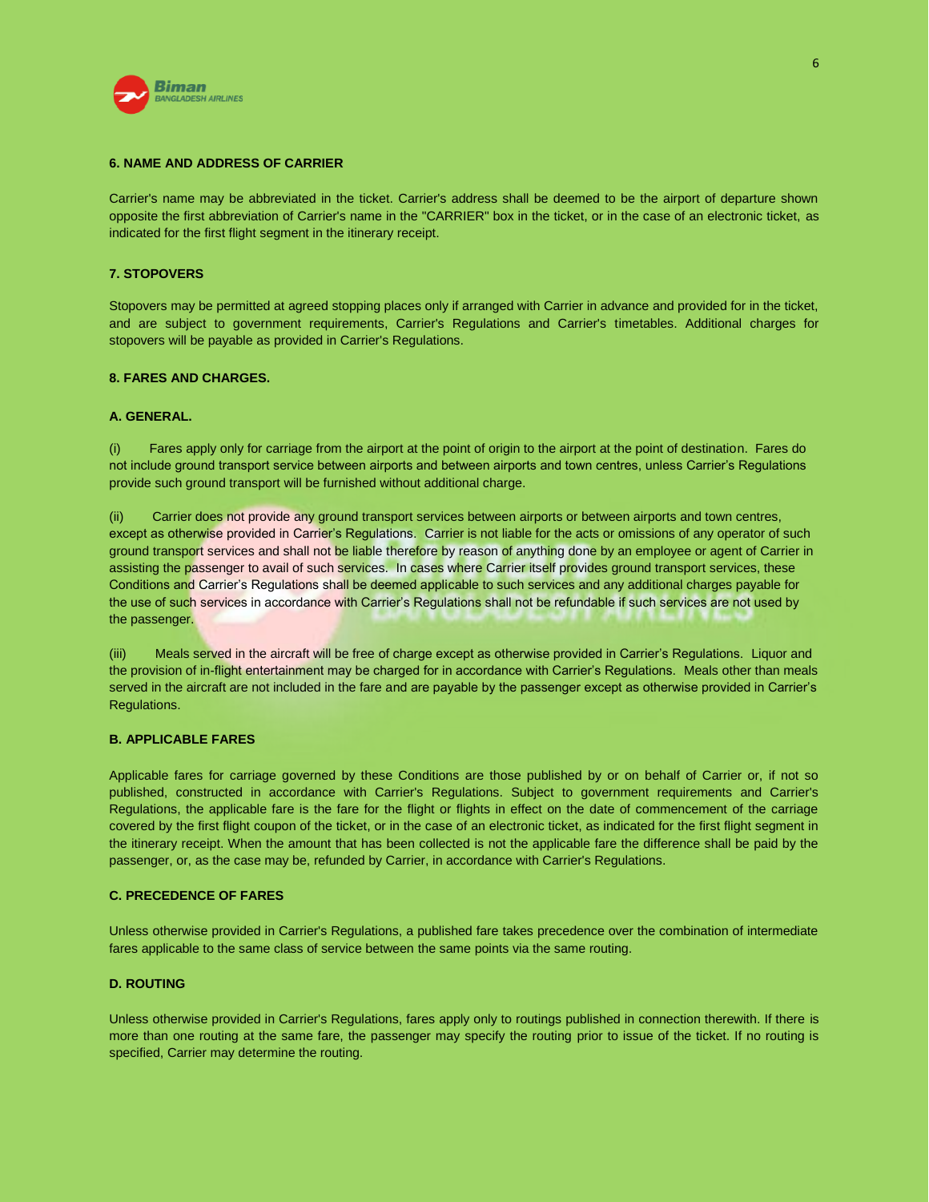## 6. NAME AND ADDRESS OF CARRIER

Carrier's name may be abbreviated in the ticket. Carrier's address shall be deemed to be the airport of departure shown opposite the first abbreviation of Carrier's name in the "CARRIER" box in the ticket, or in the case of an electronic ticket, as indicated for the first flight segment in the itinerary receipt.

## 7. STOPOVERS

Stopovers may be permitted at agreed stopping places only if arranged with Carrier in advance and provided for in the ticket, and are subject to government requirements, Carrier's Regulations and Carrier's timetables. Additional charges for stopovers will be payable as provided in Carrier's Regulations.

## 8. FARES AND CHARGES.

### A. GENERAL.

(i) Fares apply only for carriage from the airport at the point of origin to the airport at the point of destination. Fares do not include ground transport service between airports and between airports and town centres, unless Carrier's Regulations provide such ground transport will be furnished without additional charge.

(ii) Carrier does not provide any ground transport services between airports or between airports and town centres, except as otherwise provided in Carrier's Regulations. Carrier is not liable for the acts or omissions of any operator of such ground transport services and shall not be liable therefore by reason of anything done by an employee or agent of Carrier in assisting the passenger to avail of such services. In cases where Carrier itself provides ground transport services, these Conditions and Carrier's Regulations shall be deemed applicable to such services and any additional charges payable for the use of such services in accordance with Carrier's Regulations shall not be refundable if such services are not used by the passenger.

(iii) Meals served in the aircraft will be free of charge except as otherwise provided in Carrier's Regulations. Liquor and the provision of in-flight entertainment may be charged for in accordance with Carrier's Regulations. Meals other than meals served in the aircraft are not included in the fare and are payable by the passenger except as otherwise provided in Carrier's Regulations.

### B. APPLICABLE FARES

Applicable fares for carriage governed by these Conditions are those published by or on behalf of Carrier or, if not so published, constructed in accordance with Carrier's Regulations. Subject to government requirements and Carrier's Regulations, the applicable fare is the fare for the flight or flights in effect on the date of commencement of the carriage covered by the first flight coupon of the ticket, or in the case of an electronic ticket, as indicated for the first flight segment in the itinerary receipt. When the amount that has been collected is not the applicable fare the difference shall be paid by the passenger, or, as the case may be, refunded by Carrier, in accordance with Carrier's Regulations.

### C. PRECEDENCE OF FARES

Unless otherwise provided in Carrier's Regulations, a published fare takes precedence over the combination of intermediate fares applicable to the same class of service between the same points via the same routing.

### D. ROUTING

Unless otherwise provided in Carrier's Regulations, fares apply only to routings published in connection therewith. If there is more than one routing at the same fare, the passenger may specify the routing prior to issue of the ticket. If no routing is specified, Carrier may determine the routing.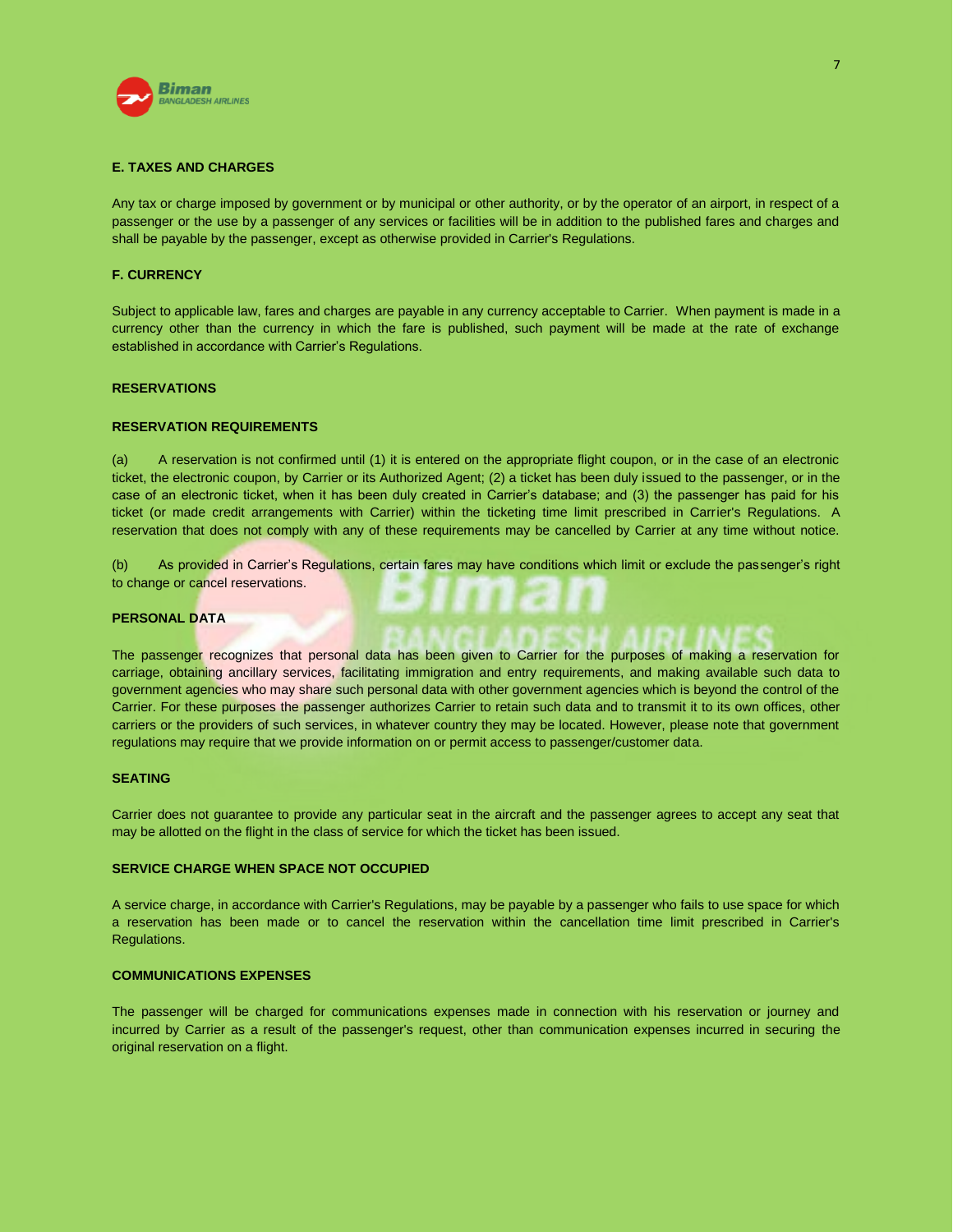**E. TAXES AND CHARGES**

Any tax or charge imposed by government or by municipal or other authority, or by the operator of an airport, in respect of a passenger or the use by a passenger of any services or facilities will be in addition to the published fares and charges and shall be payable by the passenger, except as otherwise provided in Carrier's Regulations.

**F. CURRENCY**

Subject to applicable law, fares and charges are payable in any currency acceptable to Carrier. When payment is made in a currency other than the currency in which the fare is published, such payment will be made at the rate of exchange established in accordance with Carrier's Regulations.

**RESERVATIONS**

**RESERVATION REQUIREMENTS**

(a) A reservation is not confirmed until (1) it is entered on the appropriate flight coupon, or in the case of an electronic ticket, the electronic coupon, by Carrier or its Authorized Agent; (2) a ticket has been duly issued to the passenger, or in the case of an electronic ticket, when it has been duly created in Carrier's database; and (3) the passenger has paid for his ticket (or made credit arrangements with Carrier) within the ticketing time limit prescribed in Carrier's Regulations. A reservation that does not comply with any of these requirements may be cancelled by Carrier at any time without notice.

(b) As provided in Carrier's Regulations, certain fares may have conditions which limit or exclude the passenger's right to change or cancel reservations.

**PERSONAL DATA**

The passenger recognizes that personal data has been given to Carrier for the purposes of making a reservation for carriage, obtaining ancillary services, facilitating immigration and entry requirements, and making available such data to government agencies who may share such personal data with other government agencies which is beyond the control of the Carrier. For these purposes the passenger authorizes Carrier to retain such data and to transmit it to its own offices, other carriers or the providers of such services, in whatever country they may be located. However, please note that government regulations may require that we provide information on or permit access to passenger/customer data.

**SEATING**

Carrier does not guarantee to provide any particular seat in the aircraft and the passenger agrees to accept any seat that may be allotted on the flight in the class of service for which the ticket has been issued.

**SERVICE CHARGE WHEN SPACE NOT OCCUPIED**

A service charge, in accordance with Carrier's Regulations, may be payable by a passenger who fails to use space for which a reservation has been made or to cancel the reservation within the cancellation time limit prescribed in Carrier's Regulations.

**COMMUNICATIONS EXPENSES**

The passenger will be charged for communications expenses made in connection with his reservation or journey and incurred by Carrier as a result of the passenger's request, other than communication expenses incurred in securing the original reservation on a flight.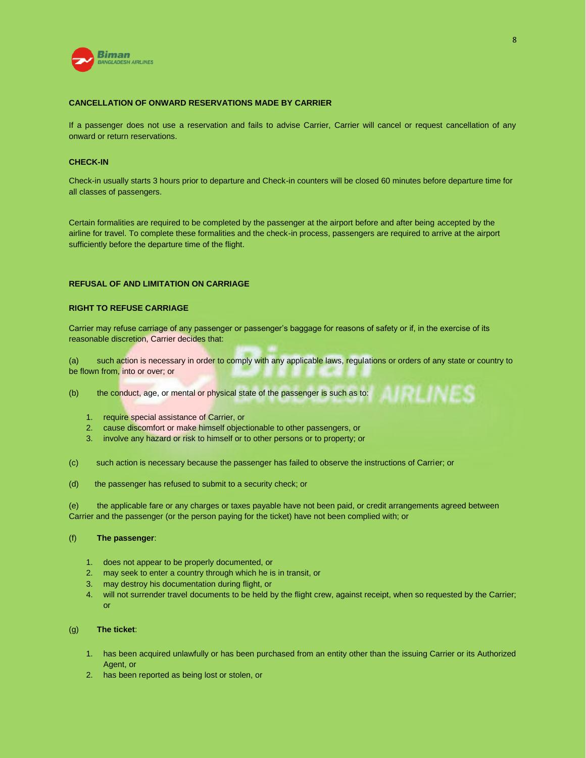## CANCELLATION OF ONWARD RESERVATIONS MADE BY CARRIER

If a passenger does not use a reservation and fails to advise Carrier, Carrier will cancel or request cancellation of any onward or return reservations.

## CHECK-IN

Check-in usually starts 3 hours prior to departure and Check-in counters will be closed 60 minutes before departure time for all classes of passengers.

Certain formalities are required to be completed by the passenger at the airport before and after being accepted by the airline for travel. To complete these formalities and the check-in process, passengers are required to arrive at the airport sufficiently before the departure time of the flight.

## REFUSAL OF AND LIMITATION ON CARRIAGE

### RIGHT TO REFUSE CARRIAGE

Carrier may refuse carriage of any passenger or passenger's baggage for reasons of safety or if, in the exercise of its reasonable discretion, Carrier decides that:

(a) such action is necessary in order to comply with any applicable laws, regulations or orders of any state or country to be flown from, into or over; or

(b) the conduct, age, or mental or physical state of the passenger is such as to:

1. require special assistance of Carrier, or
2. cause discomfort or make himself objectionable to other passengers, or
3. involve any hazard or risk to himself or to other persons or to property; or

(c) such action is necessary because the passenger has failed to observe the instructions of Carrier; or

(d) the passenger has refused to submit to a security check; or

(e) the applicable fare or any charges or taxes payable have not been paid, or credit arrangements agreed between Carrier and the passenger (or the person paying for the ticket) have not been complied with; or

(f) **The passenger**:

1. does not appear to be properly documented, or
2. may seek to enter a country through which he is in transit, or
3. may destroy his documentation during flight, or
4. will not surrender travel documents to be held by the flight crew, against receipt, when so requested by the Carrier; or

(g) **The ticket**:

1. has been acquired unlawfully or has been purchased from an entity other than the issuing Carrier or its Authorized Agent, or
2. has been reported as being lost or stolen, or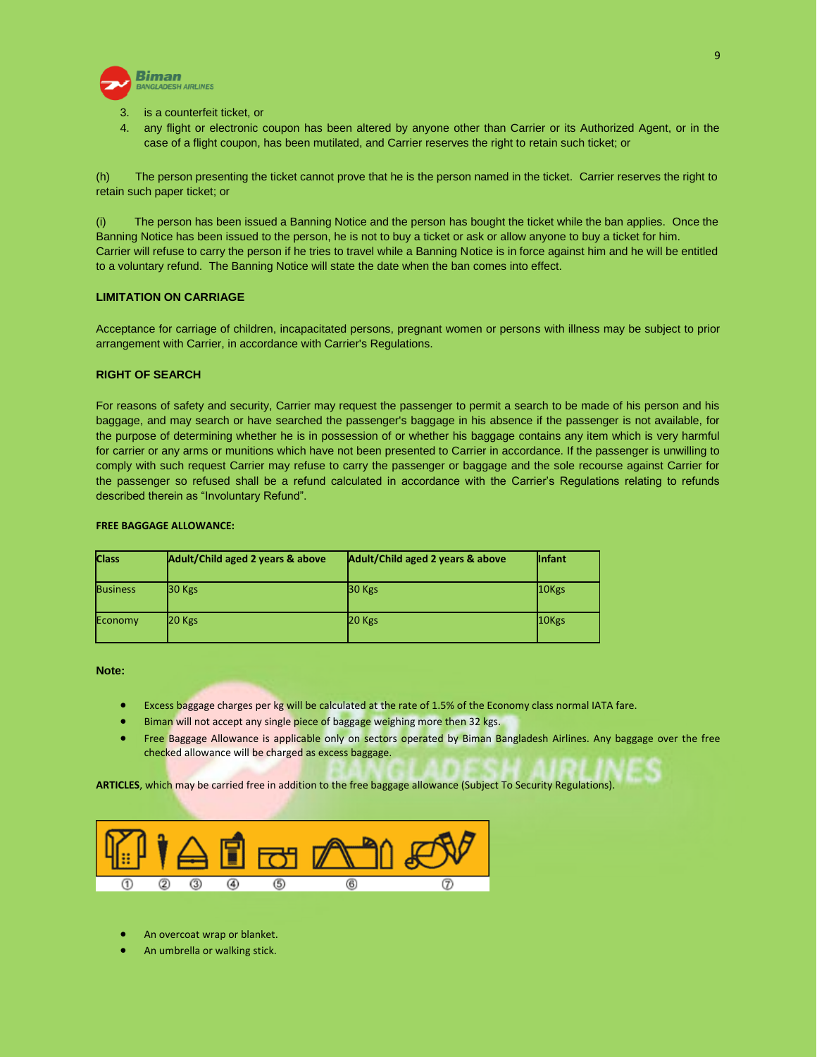3. is a counterfeit ticket, or
4. any flight or electronic coupon has been altered by anyone other than Carrier or its Authorized Agent, or in the case of a flight coupon, has been mutilated, and Carrier reserves the right to retain such ticket; or

(h) The person presenting the ticket cannot prove that he is the person named in the ticket. Carrier reserves the right to retain such paper ticket; or

(i) The person has been issued a Banning Notice and the person has bought the ticket while the ban applies. Once the Banning Notice has been issued to the person, he is not to buy a ticket or ask or allow anyone to buy a ticket for him. Carrier will refuse to carry the person if he tries to travel while a Banning Notice is in force against him and he will be entitled to a voluntary refund. The Banning Notice will state the date when the ban comes into effect.

**LIMITATION ON CARRIAGE**

Acceptance for carriage of children, incapacitated persons, pregnant women or persons with illness may be subject to prior arrangement with Carrier, in accordance with Carrier's Regulations.

**RIGHT OF SEARCH**

For reasons of safety and security, Carrier may request the passenger to permit a search to be made of his person and his baggage, and may search or have searched the passenger's baggage in his absence if the passenger is not available, for the purpose of determining whether he is in possession of or whether his baggage contains any item which is very harmful for carrier or any arms or munitions which have not been presented to Carrier in accordance. If the passenger is unwilling to comply with such request Carrier may refuse to carry the passenger or baggage and the sole recourse against Carrier for the passenger so refused shall be a refund calculated in accordance with the Carrier's Regulations relating to refunds described therein as "Involuntary Refund".

**FREE BAGGAGE ALLOWANCE:**

| Class | Adult/Child aged 2 years & above | Adult/Child aged 2 years & above | Infant |
|---|---|---|---|
| Business | 30 Kgs | 30 Kgs | 10Kgs |
| Economy | 20 Kgs | 20 Kgs | 10Kgs |

**Note:**

- Excess baggage charges per kg will be calculated at the rate of 1.5% of the Economy class normal IATA fare.
- Biman will not accept any single piece of baggage weighing more then 32 kgs.
- Free Baggage Allowance is applicable only on sectors operated by Biman Bangladesh Airlines. Any baggage over the free checked allowance will be charged as excess baggage.

**ARTICLES**, which may be carried free in addition to the free baggage allowance (Subject To Security Regulations).

① ② ③ ④ ⑤ ⑥ ⑦

- An overcoat wrap or blanket.
- An umbrella or walking stick.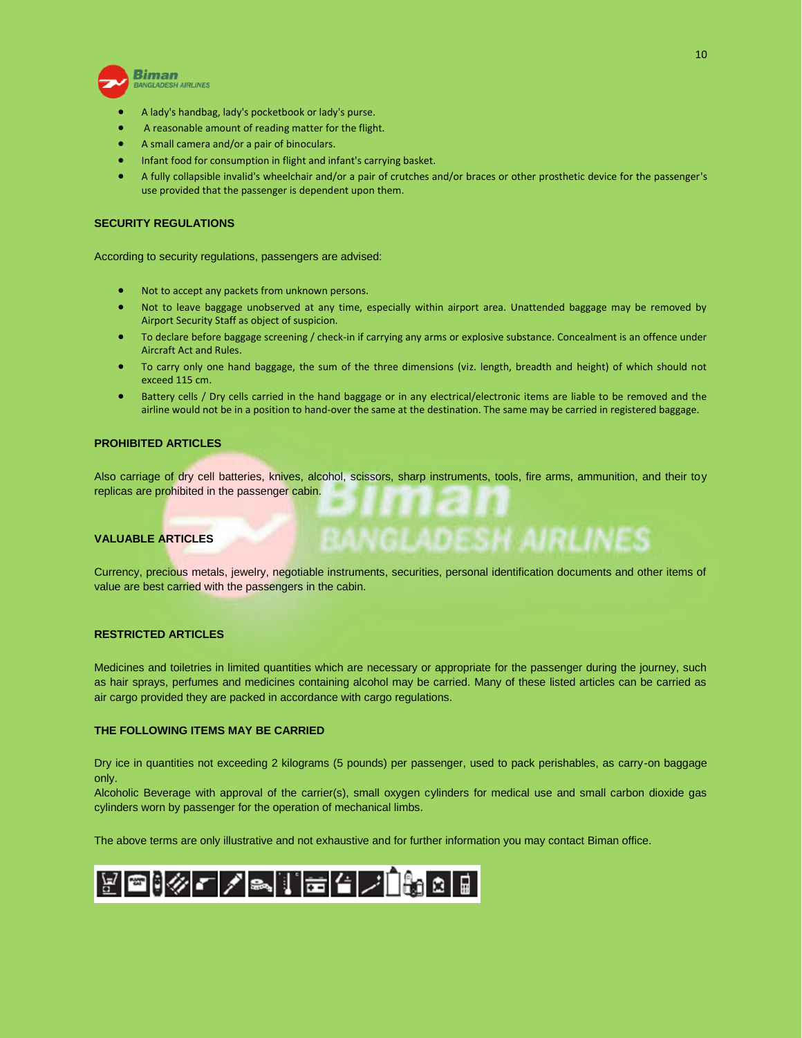- A lady's handbag, lady's pocketbook or lady's purse.
- A reasonable amount of reading matter for the flight.
- A small camera and/or a pair of binoculars.
- Infant food for consumption in flight and infant's carrying basket.
- A fully collapsible invalid's wheelchair and/or a pair of crutches and/or braces or other prosthetic device for the passenger's use provided that the passenger is dependent upon them.

**SECURITY REGULATIONS**

According to security regulations, passengers are advised:

- Not to accept any packets from unknown persons.
- Not to leave baggage unobserved at any time, especially within airport area. Unattended baggage may be removed by Airport Security Staff as object of suspicion.
- To declare before baggage screening / check-in if carrying any arms or explosive substance. Concealment is an offence under Aircraft Act and Rules.
- To carry only one hand baggage, the sum of the three dimensions (viz. length, breadth and height) of which should not exceed 115 cm.
- Battery cells / Dry cells carried in the hand baggage or in any electrical/electronic items are liable to be removed and the airline would not be in a position to hand-over the same at the destination. The same may be carried in registered baggage.

**PROHIBITED ARTICLES**

Also carriage of dry cell batteries, knives, alcohol, scissors, sharp instruments, tools, fire arms, ammunition, and their toy replicas are prohibited in the passenger cabin.

**VALUABLE ARTICLES**

Currency, precious metals, jewelry, negotiable instruments, securities, personal identification documents and other items of value are best carried with the passengers in the cabin.

**RESTRICTED ARTICLES**

Medicines and toiletries in limited quantities which are necessary or appropriate for the passenger during the journey, such as hair sprays, perfumes and medicines containing alcohol may be carried. Many of these listed articles can be carried as air cargo provided they are packed in accordance with cargo regulations.

**THE FOLLOWING ITEMS MAY BE CARRIED**

Dry ice in quantities not exceeding 2 kilograms (5 pounds) per passenger, used to pack perishables, as carry-on baggage only.
Alcoholic Beverage with approval of the carrier(s), small oxygen cylinders for medical use and small carbon dioxide gas cylinders worn by passenger for the operation of mechanical limbs.

The above terms are only illustrative and not exhaustive and for further information you may contact Biman office.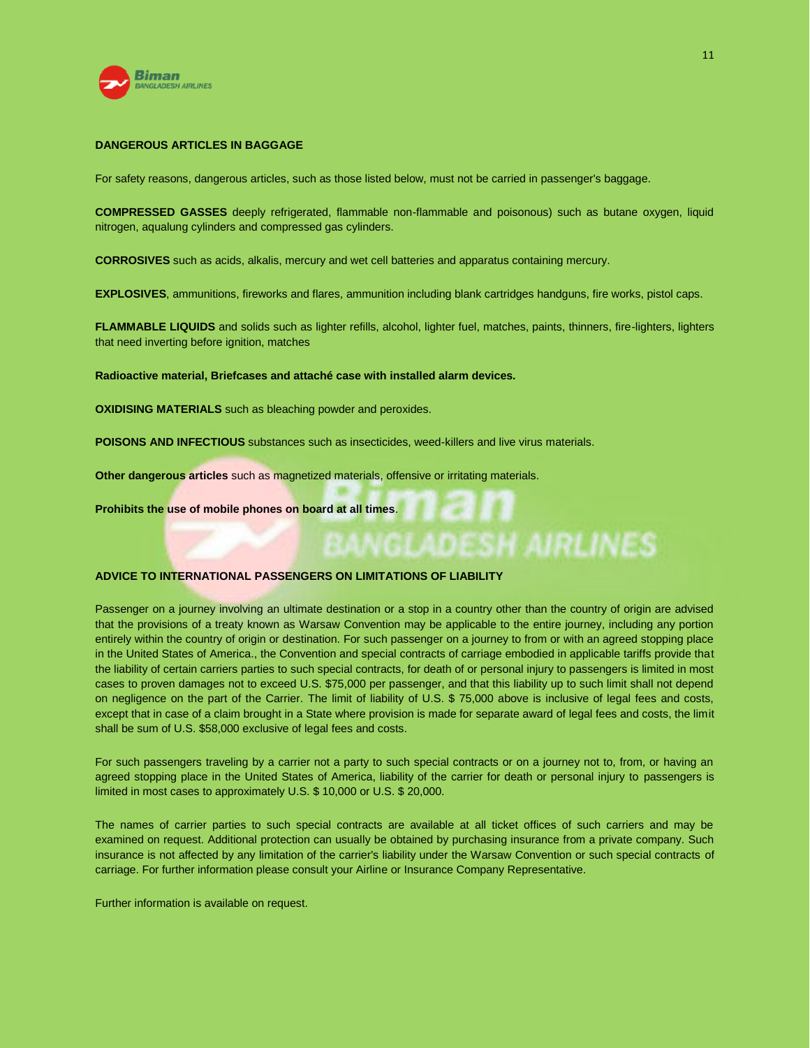## DANGEROUS ARTICLES IN BAGGAGE

For safety reasons, dangerous articles, such as those listed below, must not be carried in passenger's baggage.

**COMPRESSED GASSES** deeply refrigerated, flammable non-flammable and poisonous) such as butane oxygen, liquid nitrogen, aqualung cylinders and compressed gas cylinders.

**CORROSIVES** such as acids, alkalis, mercury and wet cell batteries and apparatus containing mercury.

**EXPLOSIVES**, ammunitions, fireworks and flares, ammunition including blank cartridges handguns, fire works, pistol caps.

**FLAMMABLE LIQUIDS** and solids such as lighter refills, alcohol, lighter fuel, matches, paints, thinners, fire-lighters, lighters that need inverting before ignition, matches

**Radioactive material, Briefcases and attaché case with installed alarm devices.**

**OXIDISING MATERIALS** such as bleaching powder and peroxides.

**POISONS AND INFECTIOUS** substances such as insecticides, weed-killers and live virus materials.

**Other dangerous articles** such as magnetized materials, offensive or irritating materials.

**Prohibits the use of mobile phones on board at all times**.

## ADVICE TO INTERNATIONAL PASSENGERS ON LIMITATIONS OF LIABILITY

Passenger on a journey involving an ultimate destination or a stop in a country other than the country of origin are advised that the provisions of a treaty known as Warsaw Convention may be applicable to the entire journey, including any portion entirely within the country of origin or destination. For such passenger on a journey to from or with an agreed stopping place in the United States of America., the Convention and special contracts of carriage embodied in applicable tariffs provide that the liability of certain carriers parties to such special contracts, for death of or personal injury to passengers is limited in most cases to proven damages not to exceed U.S. $75,000 per passenger, and that this liability up to such limit shall not depend on negligence on the part of the Carrier. The limit of liability of U.S. $ 75,000 above is inclusive of legal fees and costs, except that in case of a claim brought in a State where provision is made for separate award of legal fees and costs, the limit shall be sum of U.S. $58,000 exclusive of legal fees and costs.

For such passengers traveling by a carrier not a party to such special contracts or on a journey not to, from, or having an agreed stopping place in the United States of America, liability of the carrier for death or personal injury to passengers is limited in most cases to approximately U.S. $ 10,000 or U.S. $ 20,000.

The names of carrier parties to such special contracts are available at all ticket offices of such carriers and may be examined on request. Additional protection can usually be obtained by purchasing insurance from a private company. Such insurance is not affected by any limitation of the carrier's liability under the Warsaw Convention or such special contracts of carriage. For further information please consult your Airline or Insurance Company Representative.

Further information is available on request.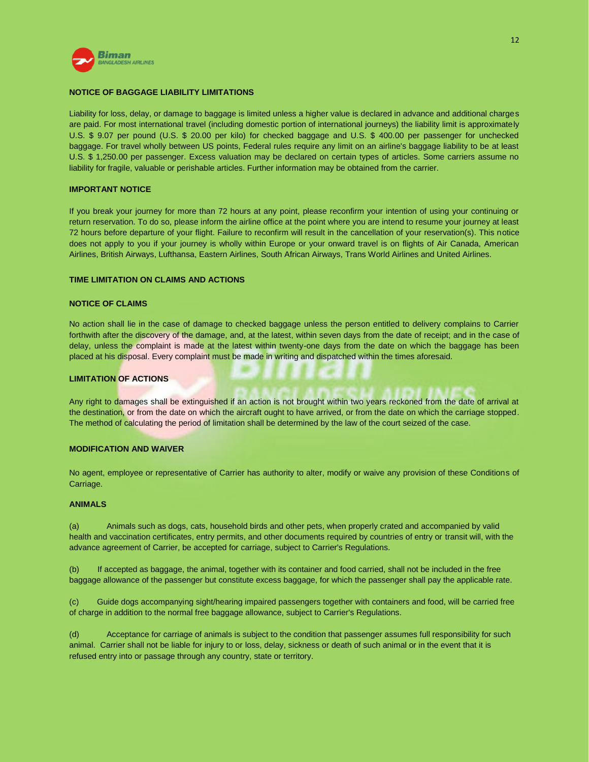## NOTICE OF BAGGAGE LIABILITY LIMITATIONS

Liability for loss, delay, or damage to baggage is limited unless a higher value is declared in advance and additional charges are paid. For most international travel (including domestic portion of international journeys) the liability limit is approximately U.S. $ 9.07 per pound (U.S. $ 20.00 per kilo) for checked baggage and U.S. $ 400.00 per passenger for unchecked baggage. For travel wholly between US points, Federal rules require any limit on an airline's baggage liability to be at least U.S. $ 1,250.00 per passenger. Excess valuation may be declared on certain types of articles. Some carriers assume no liability for fragile, valuable or perishable articles. Further information may be obtained from the carrier.

## IMPORTANT NOTICE

If you break your journey for more than 72 hours at any point, please reconfirm your intention of using your continuing or return reservation. To do so, please inform the airline office at the point where you are intend to resume your journey at least 72 hours before departure of your flight. Failure to reconfirm will result in the cancellation of your reservation(s). This notice does not apply to you if your journey is wholly within Europe or your onward travel is on flights of Air Canada, American Airlines, British Airways, Lufthansa, Eastern Airlines, South African Airways, Trans World Airlines and United Airlines.

## TIME LIMITATION ON CLAIMS AND ACTIONS

### NOTICE OF CLAIMS

No action shall lie in the case of damage to checked baggage unless the person entitled to delivery complains to Carrier forthwith after the discovery of the damage, and, at the latest, within seven days from the date of receipt; and in the case of delay, unless the complaint is made at the latest within twenty-one days from the date on which the baggage has been placed at his disposal. Every complaint must be made in writing and dispatched within the times aforesaid.

### LIMITATION OF ACTIONS

Any right to damages shall be extinguished if an action is not brought within two years reckoned from the date of arrival at the destination, or from the date on which the aircraft ought to have arrived, or from the date on which the carriage stopped. The method of calculating the period of limitation shall be determined by the law of the court seized of the case.

## MODIFICATION AND WAIVER

No agent, employee or representative of Carrier has authority to alter, modify or waive any provision of these Conditions of Carriage.

## ANIMALS

(a) Animals such as dogs, cats, household birds and other pets, when properly crated and accompanied by valid health and vaccination certificates, entry permits, and other documents required by countries of entry or transit will, with the advance agreement of Carrier, be accepted for carriage, subject to Carrier's Regulations.

(b) If accepted as baggage, the animal, together with its container and food carried, shall not be included in the free baggage allowance of the passenger but constitute excess baggage, for which the passenger shall pay the applicable rate.

(c) Guide dogs accompanying sight/hearing impaired passengers together with containers and food, will be carried free of charge in addition to the normal free baggage allowance, subject to Carrier's Regulations.

(d) Acceptance for carriage of animals is subject to the condition that passenger assumes full responsibility for such animal. Carrier shall not be liable for injury to or loss, delay, sickness or death of such animal or in the event that it is refused entry into or passage through any country, state or territory.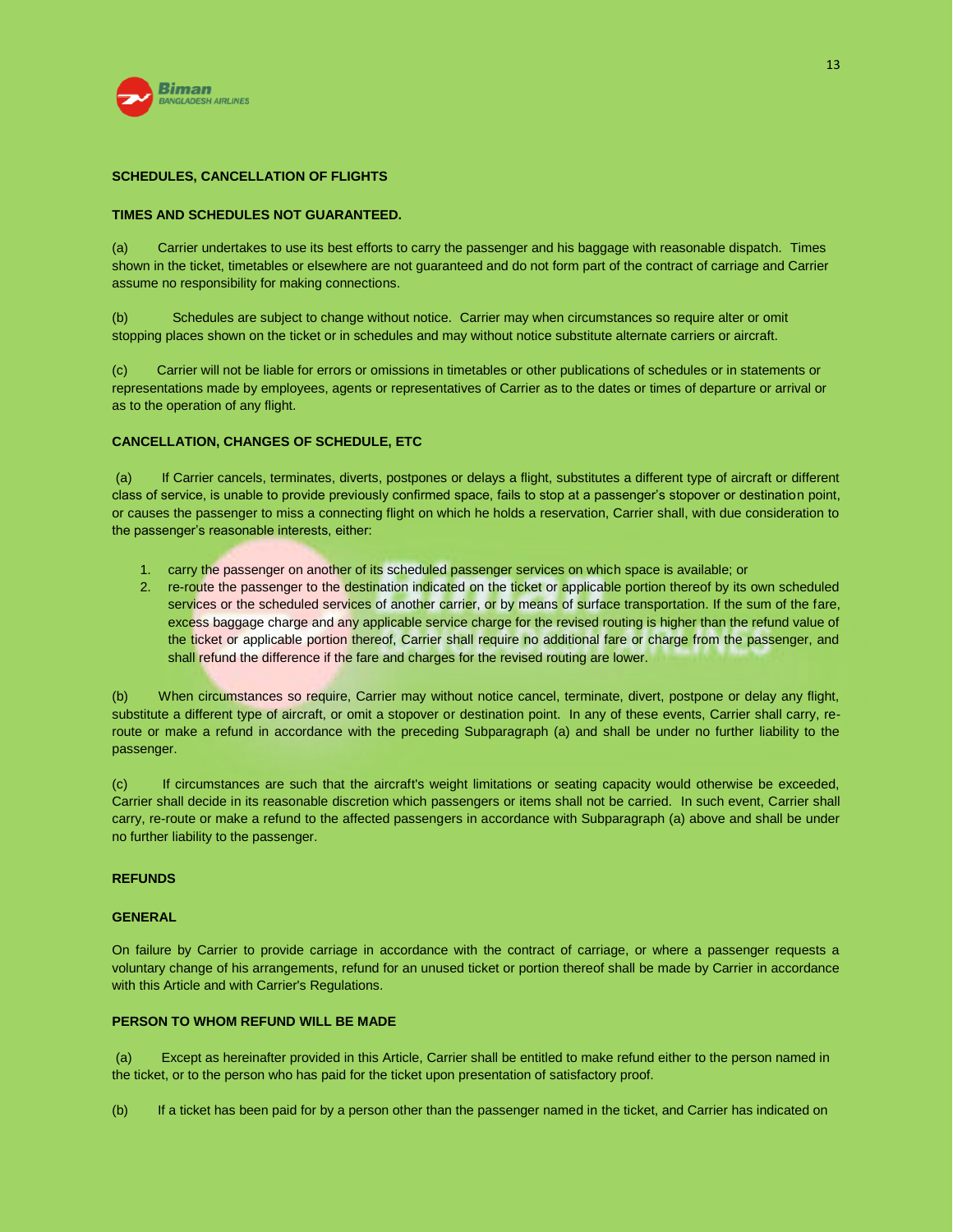## SCHEDULES, CANCELLATION OF FLIGHTS

### TIMES AND SCHEDULES NOT GUARANTEED.

(a) Carrier undertakes to use its best efforts to carry the passenger and his baggage with reasonable dispatch. Times shown in the ticket, timetables or elsewhere are not guaranteed and do not form part of the contract of carriage and Carrier assume no responsibility for making connections.

(b) Schedules are subject to change without notice. Carrier may when circumstances so require alter or omit stopping places shown on the ticket or in schedules and may without notice substitute alternate carriers or aircraft.

(c) Carrier will not be liable for errors or omissions in timetables or other publications of schedules or in statements or representations made by employees, agents or representatives of Carrier as to the dates or times of departure or arrival or as to the operation of any flight.

### CANCELLATION, CHANGES OF SCHEDULE, ETC

(a) If Carrier cancels, terminates, diverts, postpones or delays a flight, substitutes a different type of aircraft or different class of service, is unable to provide previously confirmed space, fails to stop at a passenger's stopover or destination point, or causes the passenger to miss a connecting flight on which he holds a reservation, Carrier shall, with due consideration to the passenger's reasonable interests, either:

1. carry the passenger on another of its scheduled passenger services on which space is available; or
2. re-route the passenger to the destination indicated on the ticket or applicable portion thereof by its own scheduled services or the scheduled services of another carrier, or by means of surface transportation. If the sum of the fare, excess baggage charge and any applicable service charge for the revised routing is higher than the refund value of the ticket or applicable portion thereof, Carrier shall require no additional fare or charge from the passenger, and shall refund the difference if the fare and charges for the revised routing are lower.

(b) When circumstances so require, Carrier may without notice cancel, terminate, divert, postpone or delay any flight, substitute a different type of aircraft, or omit a stopover or destination point. In any of these events, Carrier shall carry, re-route or make a refund in accordance with the preceding Subparagraph (a) and shall be under no further liability to the passenger.

(c) If circumstances are such that the aircraft's weight limitations or seating capacity would otherwise be exceeded, Carrier shall decide in its reasonable discretion which passengers or items shall not be carried. In such event, Carrier shall carry, re-route or make a refund to the affected passengers in accordance with Subparagraph (a) above and shall be under no further liability to the passenger.

## REFUNDS

### GENERAL

On failure by Carrier to provide carriage in accordance with the contract of carriage, or where a passenger requests a voluntary change of his arrangements, refund for an unused ticket or portion thereof shall be made by Carrier in accordance with this Article and with Carrier's Regulations.

### PERSON TO WHOM REFUND WILL BE MADE

(a) Except as hereinafter provided in this Article, Carrier shall be entitled to make refund either to the person named in the ticket, or to the person who has paid for the ticket upon presentation of satisfactory proof.

(b) If a ticket has been paid for by a person other than the passenger named in the ticket, and Carrier has indicated on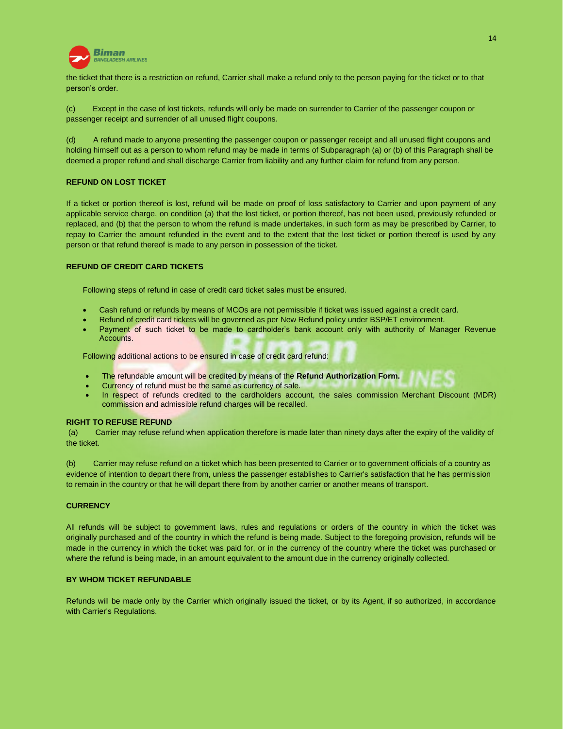the ticket that there is a restriction on refund, Carrier shall make a refund only to the person paying for the ticket or to that person's order.

(c) Except in the case of lost tickets, refunds will only be made on surrender to Carrier of the passenger coupon or passenger receipt and surrender of all unused flight coupons.

(d) A refund made to anyone presenting the passenger coupon or passenger receipt and all unused flight coupons and holding himself out as a person to whom refund may be made in terms of Subparagraph (a) or (b) of this Paragraph shall be deemed a proper refund and shall discharge Carrier from liability and any further claim for refund from any person.

**REFUND ON LOST TICKET**

If a ticket or portion thereof is lost, refund will be made on proof of loss satisfactory to Carrier and upon payment of any applicable service charge, on condition (a) that the lost ticket, or portion thereof, has not been used, previously refunded or replaced, and (b) that the person to whom the refund is made undertakes, in such form as may be prescribed by Carrier, to repay to Carrier the amount refunded in the event and to the extent that the lost ticket or portion thereof is used by any person or that refund thereof is made to any person in possession of the ticket.

**REFUND OF CREDIT CARD TICKETS**

Following steps of refund in case of credit card ticket sales must be ensured.

- Cash refund or refunds by means of MCOs are not permissible if ticket was issued against a credit card.
- Refund of credit card tickets will be governed as per New Refund policy under BSP/ET environment.
- Payment of such ticket to be made to cardholder's bank account only with authority of Manager Revenue Accounts.

Following additional actions to be ensured in case of credit card refund:

- The refundable amount will be credited by means of the **Refund Authorization Form.**
- Currency of refund must be the same as currency of sale.
- In respect of refunds credited to the cardholders account, the sales commission Merchant Discount (MDR) commission and admissible refund charges will be recalled.

**RIGHT TO REFUSE REFUND**

(a) Carrier may refuse refund when application therefore is made later than ninety days after the expiry of the validity of the ticket.

(b) Carrier may refuse refund on a ticket which has been presented to Carrier or to government officials of a country as evidence of intention to depart there from, unless the passenger establishes to Carrier's satisfaction that he has permission to remain in the country or that he will depart there from by another carrier or another means of transport.

**CURRENCY**

All refunds will be subject to government laws, rules and regulations or orders of the country in which the ticket was originally purchased and of the country in which the refund is being made. Subject to the foregoing provision, refunds will be made in the currency in which the ticket was paid for, or in the currency of the country where the ticket was purchased or where the refund is being made, in an amount equivalent to the amount due in the currency originally collected.

**BY WHOM TICKET REFUNDABLE**

Refunds will be made only by the Carrier which originally issued the ticket, or by its Agent, if so authorized, in accordance with Carrier's Regulations.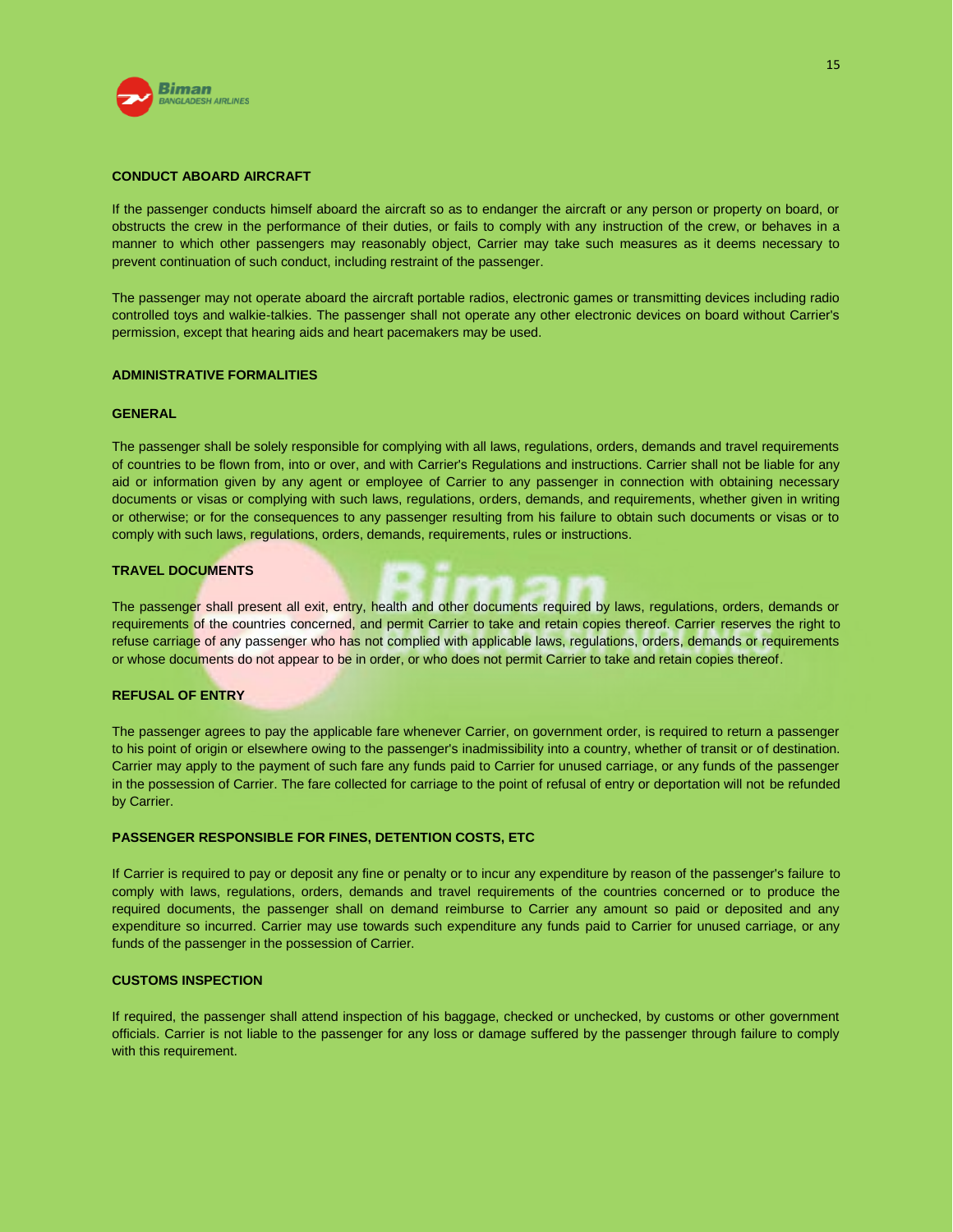## CONDUCT ABOARD AIRCRAFT

If the passenger conducts himself aboard the aircraft so as to endanger the aircraft or any person or property on board, or obstructs the crew in the performance of their duties, or fails to comply with any instruction of the crew, or behaves in a manner to which other passengers may reasonably object, Carrier may take such measures as it deems necessary to prevent continuation of such conduct, including restraint of the passenger.

The passenger may not operate aboard the aircraft portable radios, electronic games or transmitting devices including radio controlled toys and walkie-talkies. The passenger shall not operate any other electronic devices on board without Carrier's permission, except that hearing aids and heart pacemakers may be used.

## ADMINISTRATIVE FORMALITIES

### GENERAL

The passenger shall be solely responsible for complying with all laws, regulations, orders, demands and travel requirements of countries to be flown from, into or over, and with Carrier's Regulations and instructions. Carrier shall not be liable for any aid or information given by any agent or employee of Carrier to any passenger in connection with obtaining necessary documents or visas or complying with such laws, regulations, orders, demands, and requirements, whether given in writing or otherwise; or for the consequences to any passenger resulting from his failure to obtain such documents or visas or to comply with such laws, regulations, orders, demands, requirements, rules or instructions.

### TRAVEL DOCUMENTS

The passenger shall present all exit, entry, health and other documents required by laws, regulations, orders, demands or requirements of the countries concerned, and permit Carrier to take and retain copies thereof. Carrier reserves the right to refuse carriage of any passenger who has not complied with applicable laws, regulations, orders, demands or requirements or whose documents do not appear to be in order, or who does not permit Carrier to take and retain copies thereof.

### REFUSAL OF ENTRY

The passenger agrees to pay the applicable fare whenever Carrier, on government order, is required to return a passenger to his point of origin or elsewhere owing to the passenger's inadmissibility into a country, whether of transit or of destination. Carrier may apply to the payment of such fare any funds paid to Carrier for unused carriage, or any funds of the passenger in the possession of Carrier. The fare collected for carriage to the point of refusal of entry or deportation will not be refunded by Carrier.

### PASSENGER RESPONSIBLE FOR FINES, DETENTION COSTS, ETC

If Carrier is required to pay or deposit any fine or penalty or to incur any expenditure by reason of the passenger's failure to comply with laws, regulations, orders, demands and travel requirements of the countries concerned or to produce the required documents, the passenger shall on demand reimburse to Carrier any amount so paid or deposited and any expenditure so incurred. Carrier may use towards such expenditure any funds paid to Carrier for unused carriage, or any funds of the passenger in the possession of Carrier.

### CUSTOMS INSPECTION

If required, the passenger shall attend inspection of his baggage, checked or unchecked, by customs or other government officials. Carrier is not liable to the passenger for any loss or damage suffered by the passenger through failure to comply with this requirement.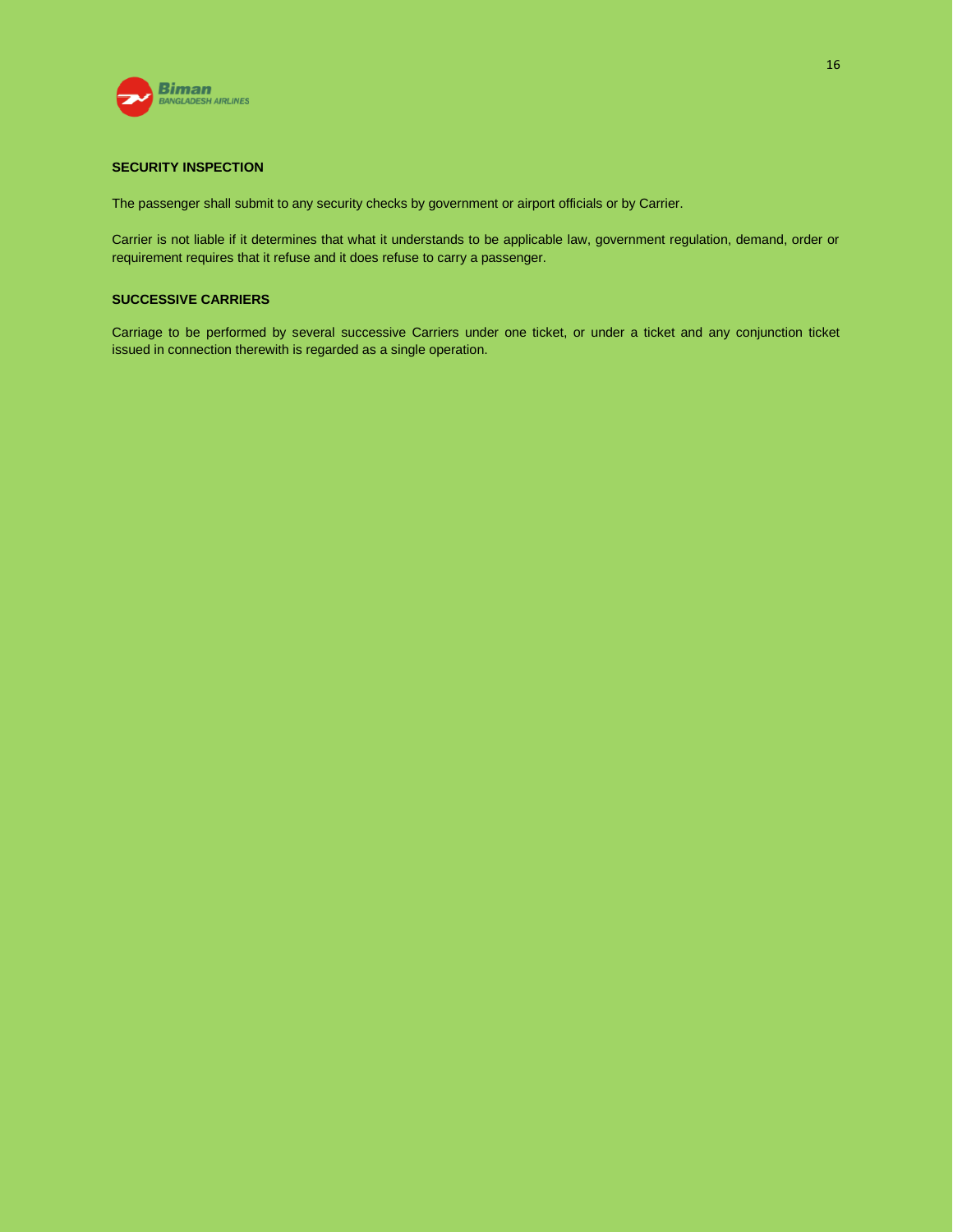## SECURITY INSPECTION

The passenger shall submit to any security checks by government or airport officials or by Carrier.

Carrier is not liable if it determines that what it understands to be applicable law, government regulation, demand, order or requirement requires that it refuse and it does refuse to carry a passenger.

## SUCCESSIVE CARRIERS

Carriage to be performed by several successive Carriers under one ticket, or under a ticket and any conjunction ticket issued in connection therewith is regarded as a single operation.